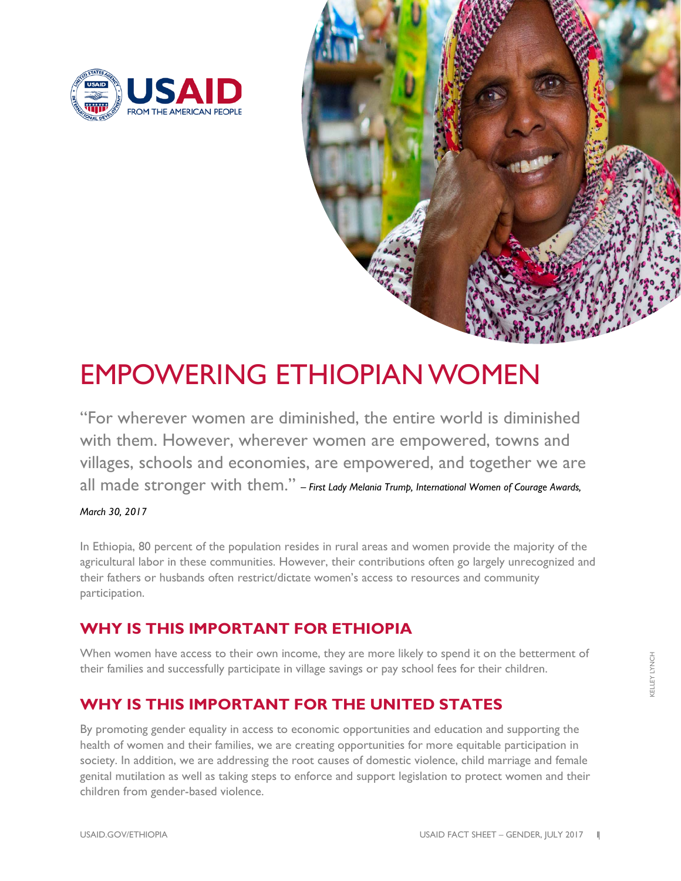# EMPOWERING ETHIOPIAN WOMEN

"For wherever women are diminished, the entire world is diminished with them. However, wherever women are empowered, towns and villages, schools and economies, are empowered, and together we are all made stronger with them." *– First Lady Melania Trump, International Women of Courage Awards, March 30, 2017*

In Ethiopia, 80 percent of the population resides in rural areas and women provide the majority of the agricultural labor in these communities. However, their contributions often go largely unrecognized and their fathers or husbands often restrict/dictate women's access to resources and community participation.

## WHY IS THIS IMPORTANT FOR ETHIOPIA

When women have access to their own income, they are more likely to spend it on the betterment of their families and successfully participate in village savings or pay school fees for their children.

## WHY IS THIS IMPORTANT FOR THE UNITED STATES

By promoting gender equality in access to economic opportunities and education and supporting the health of women and their families, we are creating opportunities for more equitable participation in society. In addition, we are addressing the root causes of domestic violence, child marriage and female genital mutilation as well as taking steps to enforce and support legislation to protect women and their children from gender-based violence.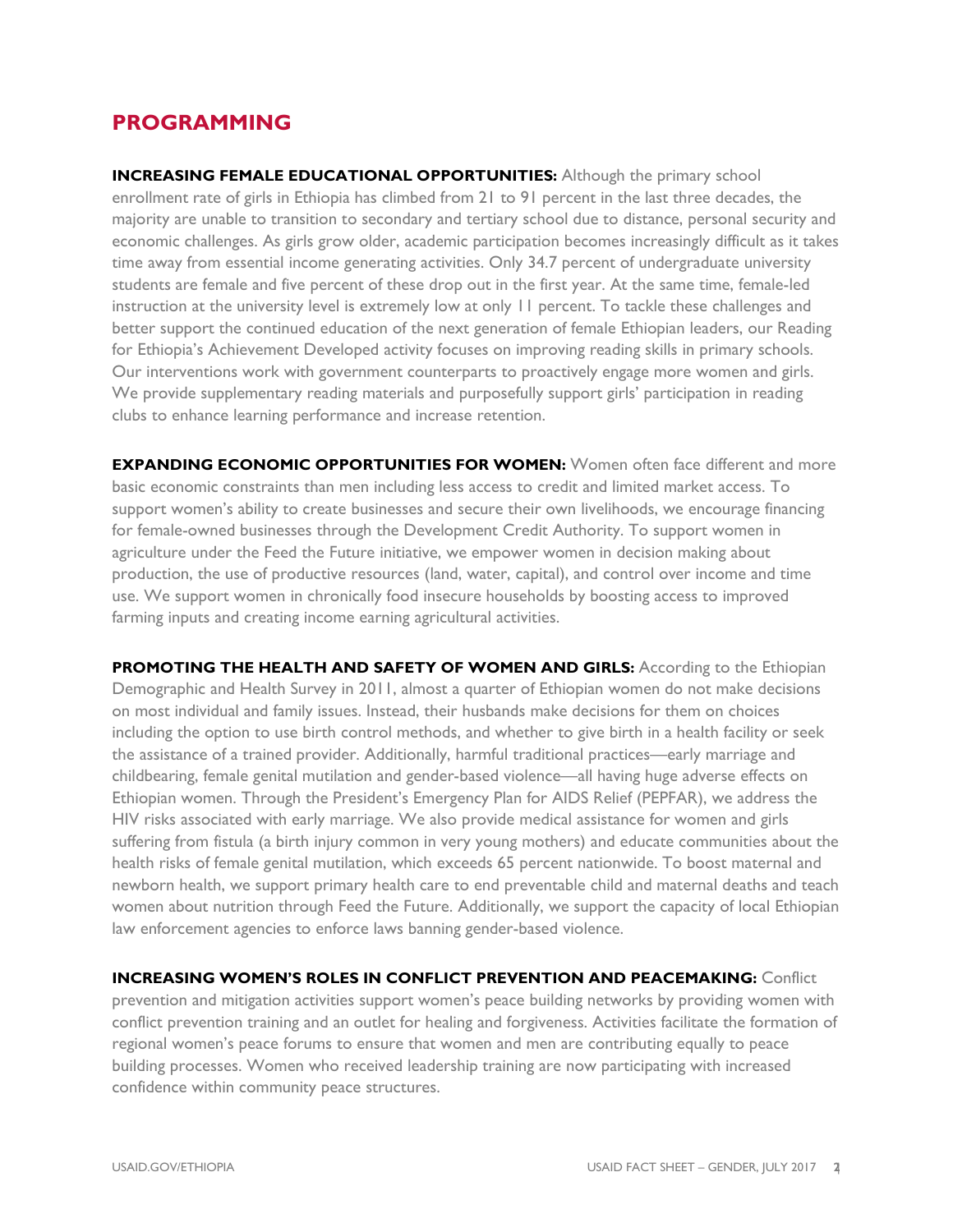## PROGRAMMING

**INCREASING FEMALE EDUCATIONAL OPPORTUNITIES:** Although the primary school enrollment rate of girls in Ethiopia has climbed from 21 to 91 percent in the last three decades, the majority are unable to transition to secondary and tertiary school due to distance, personal security and economic challenges. As girls grow older, academic participation becomes increasingly difficult as it takes time away from essential income generating activities. Only 34.7 percent of undergraduate university students are female and five percent of these drop out in the first year. At the same time, female-led instruction at the university level is extremely low at only 11 percent. To tackle these challenges and better support the continued education of the next generation of female Ethiopian leaders, our Reading for Ethiopia's Achievement Developed activity focuses on improving reading skills in primary schools. Our interventions work with government counterparts to proactively engage more women and girls. We provide supplementary reading materials and purposefully support girls' participation in reading clubs to enhance learning performance and increase retention.

**EXPANDING ECONOMIC OPPORTUNITIES FOR WOMEN:** Women often face different and more basic economic constraints than men including less access to credit and limited market access. To support women's ability to create businesses and secure their own livelihoods, we encourage financing for female-owned businesses through the Development Credit Authority. To support women in agriculture under the Feed the Future initiative, we empower women in decision making about production, the use of productive resources (land, water, capital), and control over income and time use. We support women in chronically food insecure households by boosting access to improved farming inputs and creating income earning agricultural activities.

**PROMOTING THE HEALTH AND SAFETY OF WOMEN AND GIRLS:** According to the Ethiopian Demographic and Health Survey in 2011, almost a quarter of Ethiopian women do not make decisions on most individual and family issues. Instead, their husbands make decisions for them on choices including the option to use birth control methods, and whether to give birth in a health facility or seek the assistance of a trained provider. Additionally, harmful traditional practices—early marriage and childbearing, female genital mutilation and gender-based violence—all having huge adverse effects on Ethiopian women. Through the President's Emergency Plan for AIDS Relief (PEPFAR), we address the HIV risks associated with early marriage. We also provide medical assistance for women and girls suffering from fistula (a birth injury common in very young mothers) and educate communities about the health risks of female genital mutilation, which exceeds 65 percent nationwide. To boost maternal and newborn health, we support primary health care to end preventable child and maternal deaths and teach women about nutrition through Feed the Future. Additionally, we support the capacity of local Ethiopian law enforcement agencies to enforce laws banning gender-based violence.

**INCREASING WOMEN'S ROLES IN CONFLICT PREVENTION AND PEACEMAKING:** Conflict prevention and mitigation activities support women's peace building networks by providing women with conflict prevention training and an outlet for healing and forgiveness. Activities facilitate the formation of regional women's peace forums to ensure that women and men are contributing equally to peace building processes. Women who received leadership training are now participating with increased confidence within community peace structures.